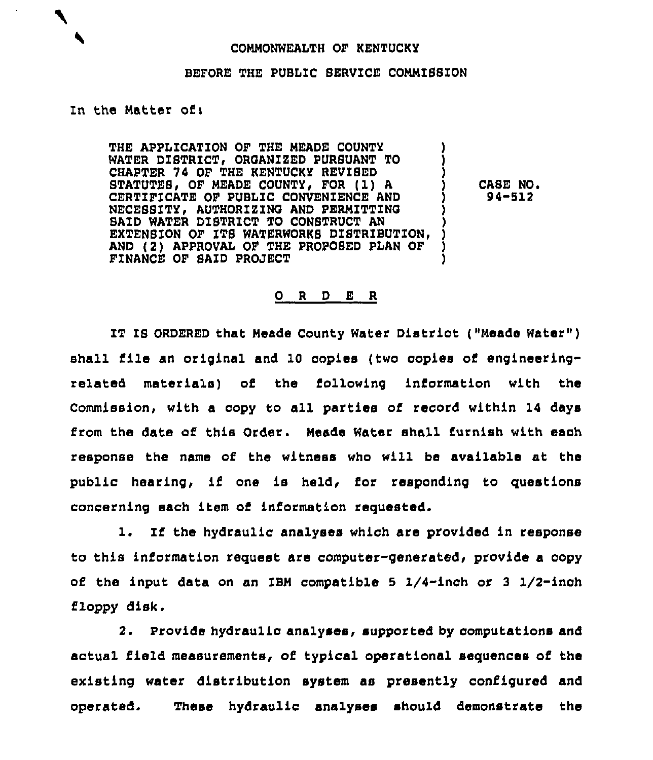COMMONWEALTH OF KENTUCKY

BEFORE THE PUBLIC SERVICE COMMISSION

In the Matter of:

| | | |
|---|---|---|
| THE APPLICATION OF THE MEADE COUNTY WATER DISTRICT, ORGANIZED PURSUANT TO CHAPTER 74 OF THE KENTUCKY REVISED STATUTES, OF MEADE COUNTY, FOR (1) A CERTIFICATE OF PUBLIC CONVENIENCE AND NECESSITY, AUTHORIZING AND PERMITTING SAID WATER DISTRICT TO CONSTRUCT AN EXTENSION OF ITS WATERWORKS DISTRIBUTION, AND (2) APPROVAL OF THE PROPOSED PLAN OF FINANCE OF SAID PROJECT | ) | CASE NO. 94-512 |

## O R D E R

IT IS ORDERED that Meade County Water District ("Meade Water") shall file an original and 10 copies (two copies of engineering-related materials) of the following information with the Commission, with a copy to all parties of record within 14 days from the date of this Order. Meade Water shall furnish with each response the name of the witness who will be available at the public hearing, if one is held, for responding to questions concerning each item of information requested.

1. If the hydraulic analyses which are provided in response to this information request are computer-generated, provide a copy of the input data on an IBM compatible 5 1/4-inch or 3 1/2-inch floppy disk.

2. Provide hydraulic analyses, supported by computations and actual field measurements, of typical operational sequences of the existing water distribution system as presently configured and operated. These hydraulic analyses should demonstrate the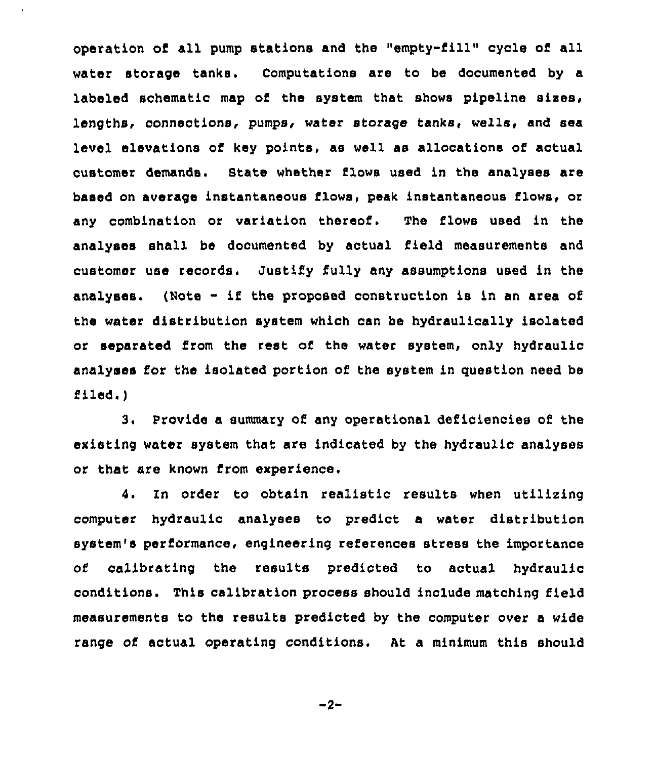operation of all pump stations and the "empty-fill" cycle of all water storage tanks. Computations are to be documented by a labeled schematic map of the system that shows pipeline sizes, lengths, connections, pumps, water storage tanks, wells, and sea level elevations of key points, as well as allocations of actual customer demands. State whether flows used in the analyses are based on average instantaneous flows, peak instantaneous flows, or any combination or variation thereof. The flows used in the analyses shall be documented by actual field measurements and customer use records. Justify fully any assumptions used in the analyses. (Note - if the proposed construction is in an area of the water distribution system which can be hydraulically isolated or separated from the rest of the water system, only hydraulic analyses for the isolated portion of the system in question need be filed.)

3. Provide a summary of any operational deficiencies of the existing water system that are indicated by the hydraulic analyses or that are known from experience.

4. In order to obtain realistic results when utilizing computer hydraulic analyses to predict a water distribution system's performance, engineering references stress the importance of calibrating the results predicted to actual hydraulic conditions. This calibration process should include matching field measurements to the results predicted by the computer over a wide range of actual operating conditions. At a minimum this should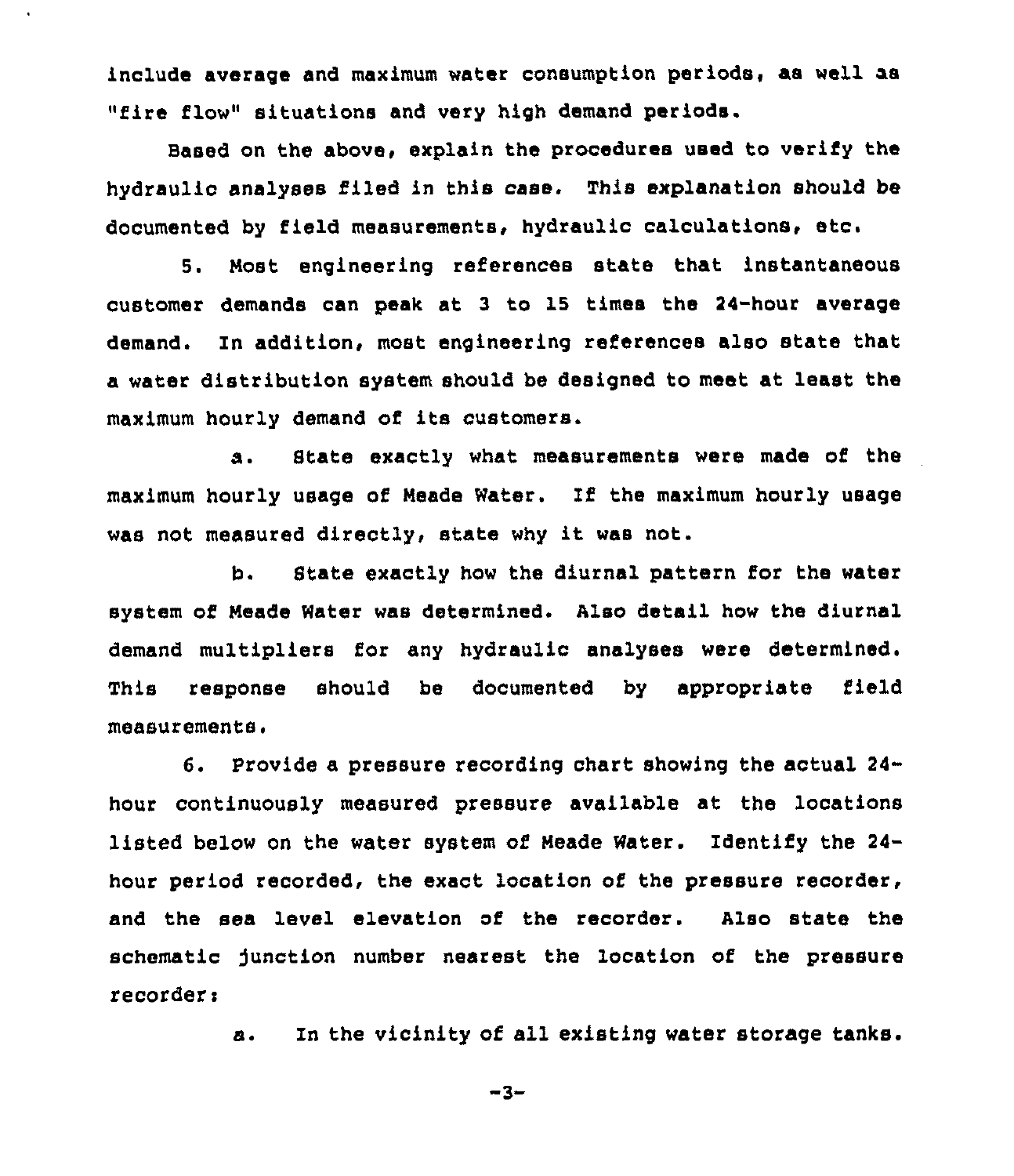include average and maximum water consumption periods, as well as "fire flow" situations and very high demand periods.

Based on the above, explain the procedures used to verify the hydraulic analyses filed in this case. This explanation should be documented by field measurements, hydraulic calculations, etc.

5. Most engineering references state that instantaneous customer demands can peak at 3 to 15 times the 24-hour average demand. In addition, most engineering references also state that a water distribution system should be designed to meet at least the maximum hourly demand of its customers.

a. State exactly what measurements were made of the maximum hourly usage of Meade Water. If the maximum hourly usage was not measured directly, state why it was not.

b. State exactly how the diurnal pattern for the water system of Meade Water was determined. Also detail how the diurnal demand multipliers for any hydraulic analyses were determined. This response should be documented by appropriate field measurements.

6. Provide a pressure recording chart showing the actual 24-hour continuously measured pressure available at the locations listed below on the water system of Meade Water. Identify the 24-hour period recorded, the exact location of the pressure recorder, and the sea level elevation of the recorder. Also state the schematic junction number nearest the location of the pressure recorder:

a. In the vicinity of all existing water storage tanks.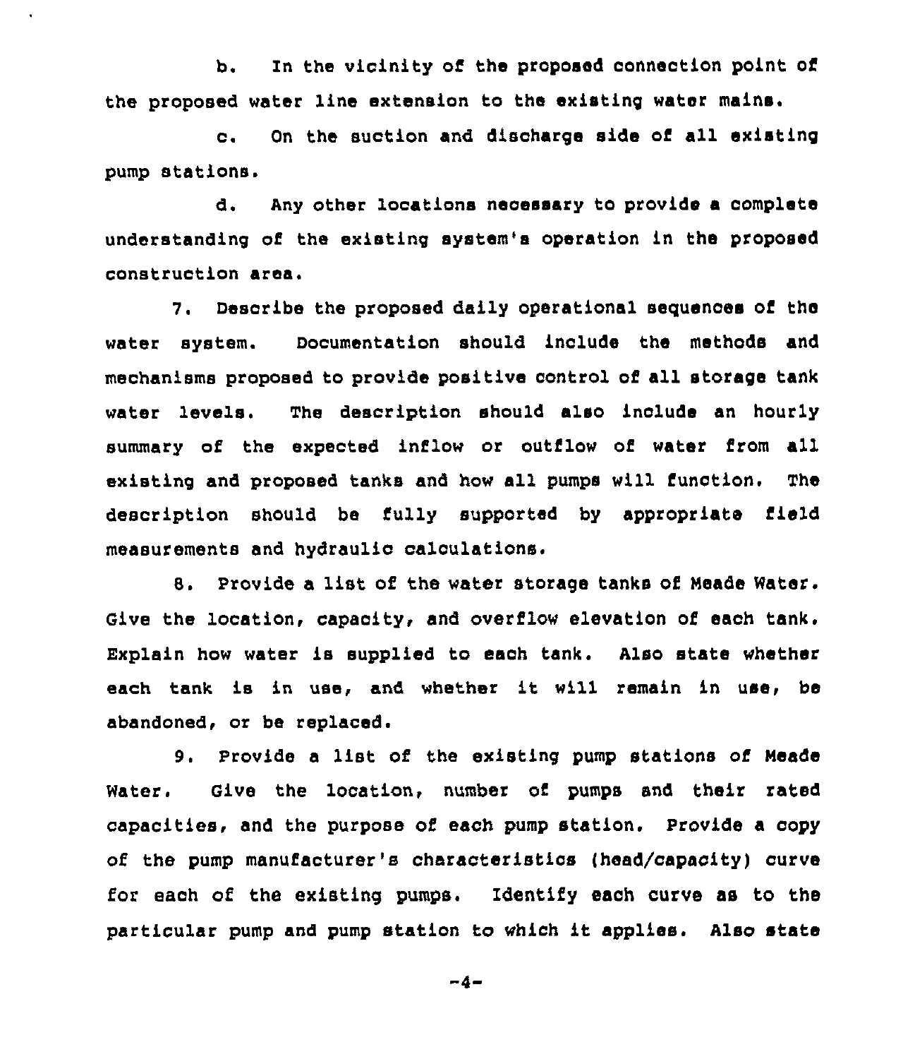b. In the vicinity of the proposed connection point of the proposed water line extension to the existing water mains.

c. On the suction and discharge side of all existing pump stations.

d. Any other locations necessary to provide a complete understanding of the existing system's operation in the proposed construction area.

7. Describe the proposed daily operational sequences of the water system. Documentation should include the methods and mechanisms proposed to provide positive control of all storage tank water levels. The description should also include an hourly summary of the expected inflow or outflow of water from all existing and proposed tanks and how all pumps will function. The description should be fully supported by appropriate field measurements and hydraulic calculations.

8. Provide a list of the water storage tanks of Meade Water. Give the location, capacity, and overflow elevation of each tank. Explain how water is supplied to each tank. Also state whether each tank is in use, and whether it will remain in use, be abandoned, or be replaced.

9. Provide a list of the existing pump stations of Meade Water. Give the location, number of pumps and their rated capacities, and the purpose of each pump station. Provide a copy of the pump manufacturer's characteristics (head/capacity) curve for each of the existing pumps. Identify each curve as to the particular pump and pump station to which it applies. Also state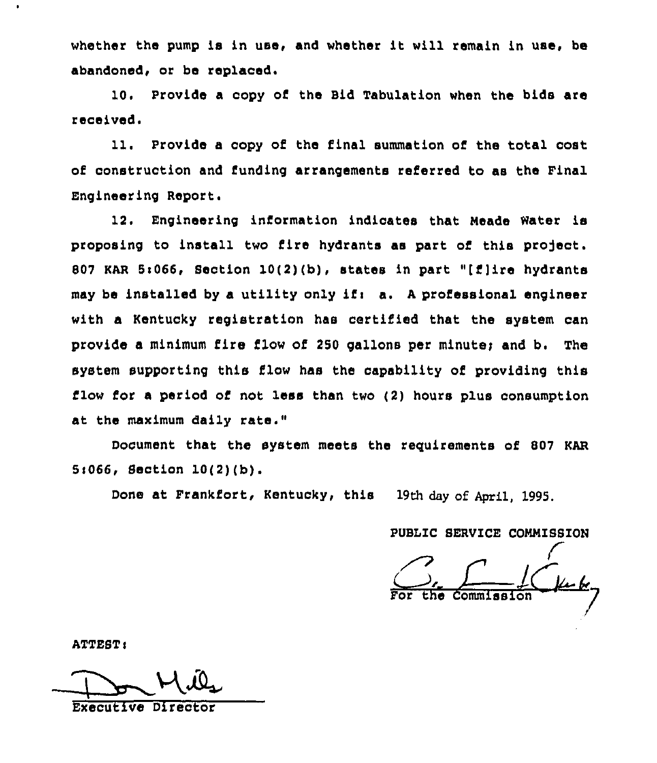whether the pump is in use, and whether it will remain in use, be abandoned, or be replaced.

10. Provide a copy of the Bid Tabulation when the bids are received.

11. Provide a copy of the final summation of the total cost of construction and funding arrangements referred to as the Final Engineering Report.

12. Engineering information indicates that Meade Water is proposing to install two fire hydrants as part of this project. 807 KAR 5:066, Section 10(2)(b), states in part "[f]ire hydrants may be installed by a utility only if: a. A professional engineer with a Kentucky registration has certified that the system can provide a minimum fire flow of 250 gallons per minute; and b. The system supporting this flow has the capability of providing this flow for a period of not less than two (2) hours plus consumption at the maximum daily rate."

Document that the system meets the requirements of 807 KAR 5:066, Section 10(2)(b).

Done at Frankfort, Kentucky, this 19th day of April, 1995.

PUBLIC SERVICE COMMISSION

For the Commission

ATTEST:

Executive Director